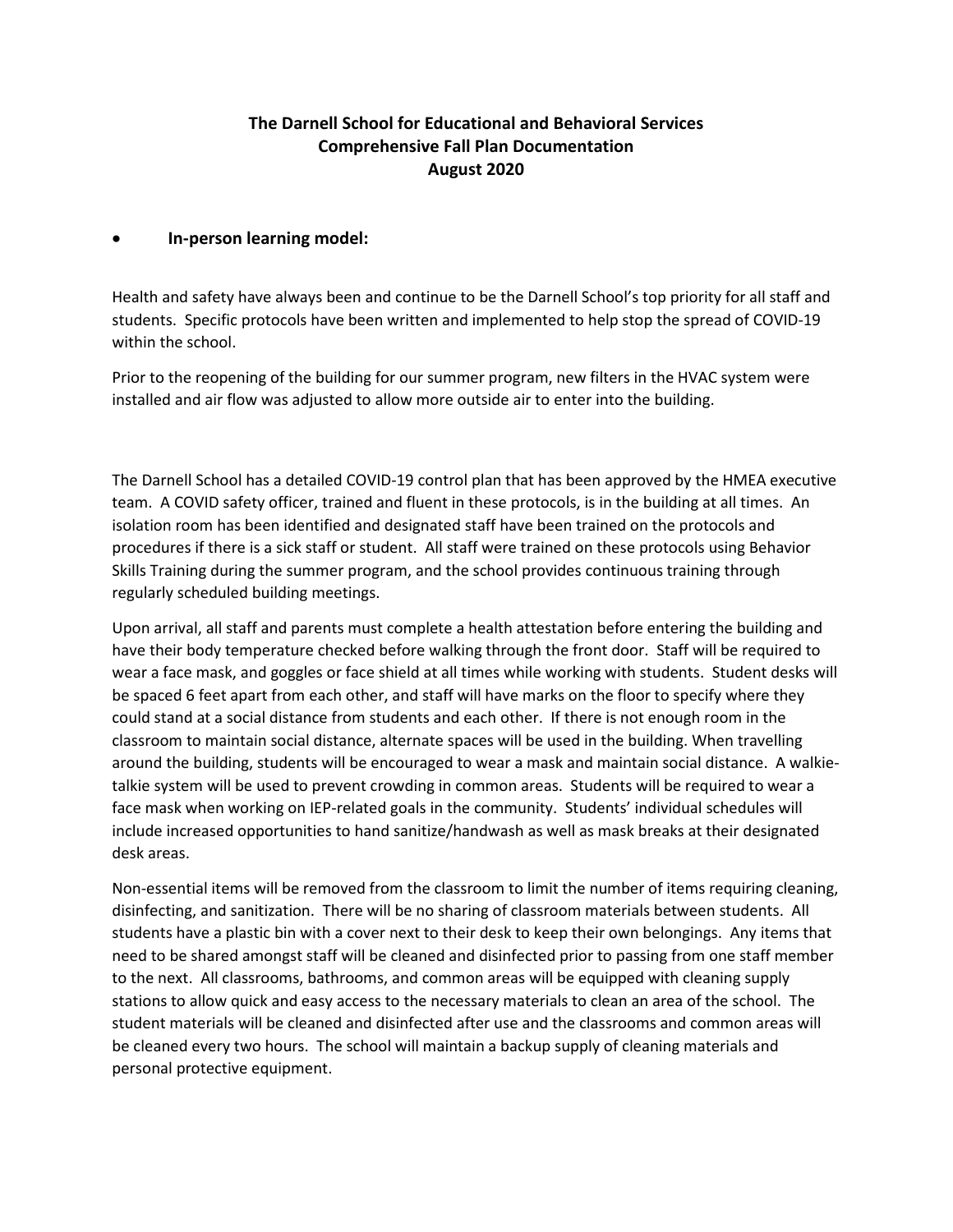# The Darnell School for Educational and Behavioral Services
## Comprehensive Fall Plan Documentation
## August 2020

- **In-person learning model:**

Health and safety have always been and continue to be the Darnell School's top priority for all staff and students. Specific protocols have been written and implemented to help stop the spread of COVID-19 within the school.

Prior to the reopening of the building for our summer program, new filters in the HVAC system were installed and air flow was adjusted to allow more outside air to enter into the building.

The Darnell School has a detailed COVID-19 control plan that has been approved by the HMEA executive team. A COVID safety officer, trained and fluent in these protocols, is in the building at all times. An isolation room has been identified and designated staff have been trained on the protocols and procedures if there is a sick staff or student. All staff were trained on these protocols using Behavior Skills Training during the summer program, and the school provides continuous training through regularly scheduled building meetings.

Upon arrival, all staff and parents must complete a health attestation before entering the building and have their body temperature checked before walking through the front door. Staff will be required to wear a face mask, and goggles or face shield at all times while working with students. Student desks will be spaced 6 feet apart from each other, and staff will have marks on the floor to specify where they could stand at a social distance from students and each other. If there is not enough room in the classroom to maintain social distance, alternate spaces will be used in the building. When travelling around the building, students will be encouraged to wear a mask and maintain social distance. A walkie-talkie system will be used to prevent crowding in common areas. Students will be required to wear a face mask when working on IEP-related goals in the community. Students' individual schedules will include increased opportunities to hand sanitize/handwash as well as mask breaks at their designated desk areas.

Non-essential items will be removed from the classroom to limit the number of items requiring cleaning, disinfecting, and sanitization. There will be no sharing of classroom materials between students. All students have a plastic bin with a cover next to their desk to keep their own belongings. Any items that need to be shared amongst staff will be cleaned and disinfected prior to passing from one staff member to the next. All classrooms, bathrooms, and common areas will be equipped with cleaning supply stations to allow quick and easy access to the necessary materials to clean an area of the school. The student materials will be cleaned and disinfected after use and the classrooms and common areas will be cleaned every two hours. The school will maintain a backup supply of cleaning materials and personal protective equipment.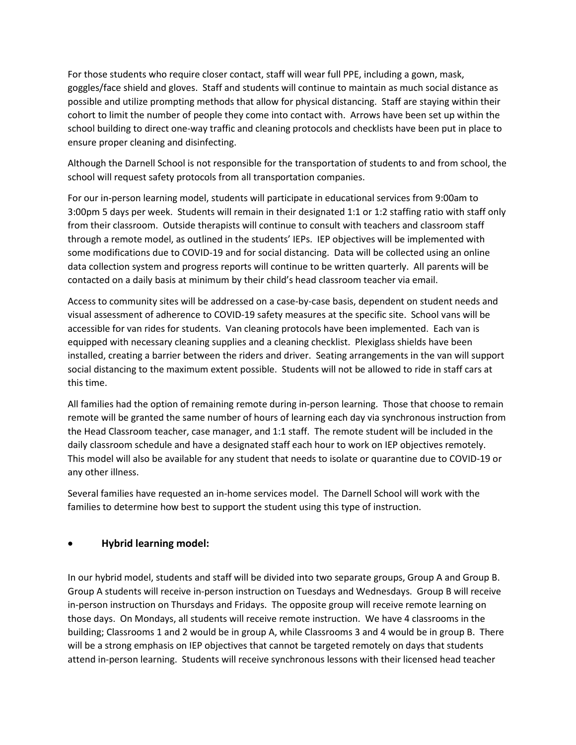For those students who require closer contact, staff will wear full PPE, including a gown, mask, goggles/face shield and gloves. Staff and students will continue to maintain as much social distance as possible and utilize prompting methods that allow for physical distancing. Staff are staying within their cohort to limit the number of people they come into contact with. Arrows have been set up within the school building to direct one-way traffic and cleaning protocols and checklists have been put in place to ensure proper cleaning and disinfecting.

Although the Darnell School is not responsible for the transportation of students to and from school, the school will request safety protocols from all transportation companies.

For our in-person learning model, students will participate in educational services from 9:00am to 3:00pm 5 days per week. Students will remain in their designated 1:1 or 1:2 staffing ratio with staff only from their classroom. Outside therapists will continue to consult with teachers and classroom staff through a remote model, as outlined in the students' IEPs. IEP objectives will be implemented with some modifications due to COVID-19 and for social distancing. Data will be collected using an online data collection system and progress reports will continue to be written quarterly. All parents will be contacted on a daily basis at minimum by their child's head classroom teacher via email.

Access to community sites will be addressed on a case-by-case basis, dependent on student needs and visual assessment of adherence to COVID-19 safety measures at the specific site. School vans will be accessible for van rides for students. Van cleaning protocols have been implemented. Each van is equipped with necessary cleaning supplies and a cleaning checklist. Plexiglass shields have been installed, creating a barrier between the riders and driver. Seating arrangements in the van will support social distancing to the maximum extent possible. Students will not be allowed to ride in staff cars at this time.

All families had the option of remaining remote during in-person learning. Those that choose to remain remote will be granted the same number of hours of learning each day via synchronous instruction from the Head Classroom teacher, case manager, and 1:1 staff. The remote student will be included in the daily classroom schedule and have a designated staff each hour to work on IEP objectives remotely. This model will also be available for any student that needs to isolate or quarantine due to COVID-19 or any other illness.

Several families have requested an in-home services model. The Darnell School will work with the families to determine how best to support the student using this type of instruction.

- **Hybrid learning model:**

In our hybrid model, students and staff will be divided into two separate groups, Group A and Group B. Group A students will receive in-person instruction on Tuesdays and Wednesdays. Group B will receive in-person instruction on Thursdays and Fridays. The opposite group will receive remote learning on those days. On Mondays, all students will receive remote instruction. We have 4 classrooms in the building; Classrooms 1 and 2 would be in group A, while Classrooms 3 and 4 would be in group B. There will be a strong emphasis on IEP objectives that cannot be targeted remotely on days that students attend in-person learning. Students will receive synchronous lessons with their licensed head teacher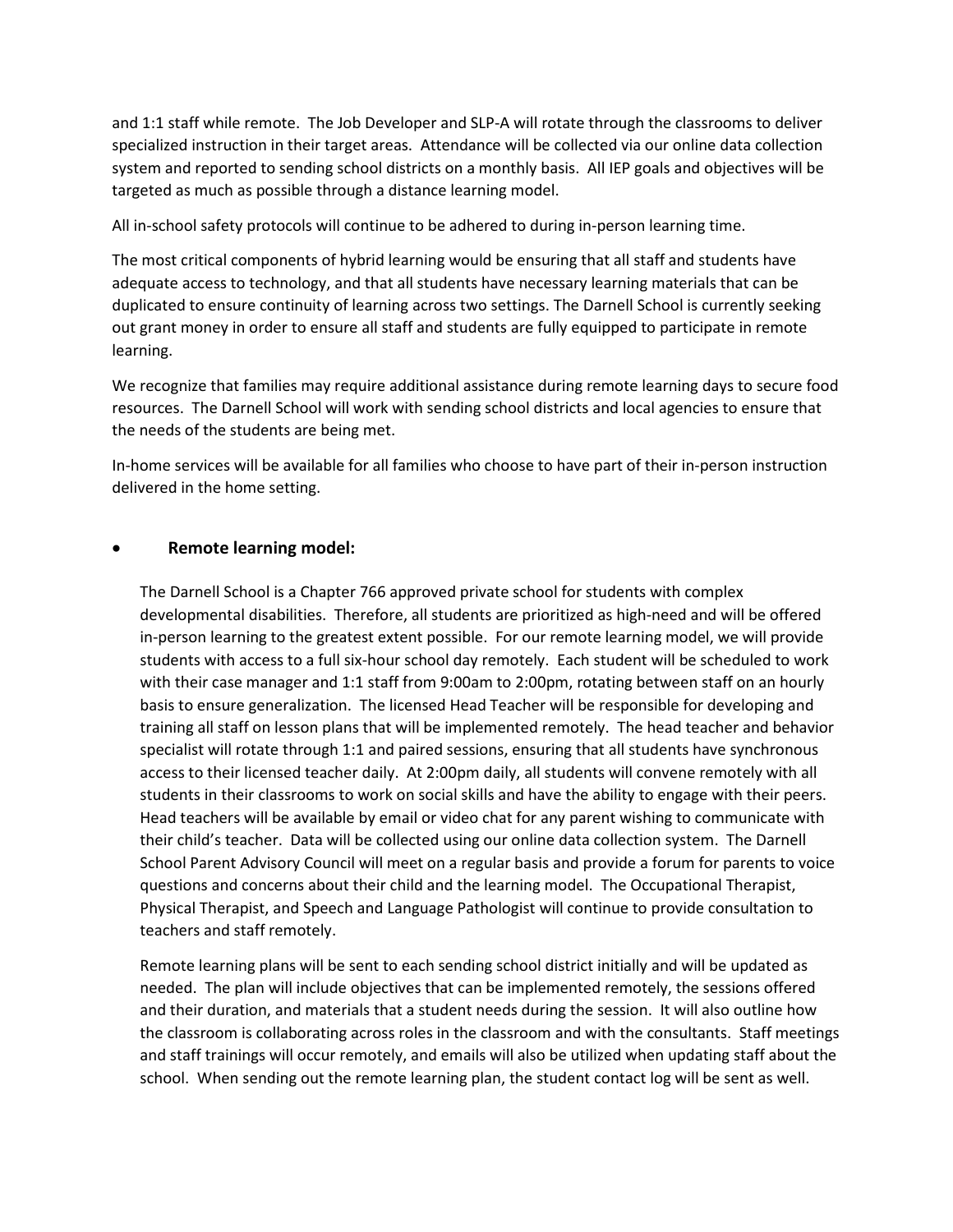and 1:1 staff while remote. The Job Developer and SLP-A will rotate through the classrooms to deliver specialized instruction in their target areas. Attendance will be collected via our online data collection system and reported to sending school districts on a monthly basis. All IEP goals and objectives will be targeted as much as possible through a distance learning model.

All in-school safety protocols will continue to be adhered to during in-person learning time.

The most critical components of hybrid learning would be ensuring that all staff and students have adequate access to technology, and that all students have necessary learning materials that can be duplicated to ensure continuity of learning across two settings. The Darnell School is currently seeking out grant money in order to ensure all staff and students are fully equipped to participate in remote learning.

We recognize that families may require additional assistance during remote learning days to secure food resources. The Darnell School will work with sending school districts and local agencies to ensure that the needs of the students are being met.

In-home services will be available for all families who choose to have part of their in-person instruction delivered in the home setting.

- **Remote learning model:**

  The Darnell School is a Chapter 766 approved private school for students with complex developmental disabilities. Therefore, all students are prioritized as high-need and will be offered in-person learning to the greatest extent possible. For our remote learning model, we will provide students with access to a full six-hour school day remotely. Each student will be scheduled to work with their case manager and 1:1 staff from 9:00am to 2:00pm, rotating between staff on an hourly basis to ensure generalization. The licensed Head Teacher will be responsible for developing and training all staff on lesson plans that will be implemented remotely. The head teacher and behavior specialist will rotate through 1:1 and paired sessions, ensuring that all students have synchronous access to their licensed teacher daily. At 2:00pm daily, all students will convene remotely with all students in their classrooms to work on social skills and have the ability to engage with their peers. Head teachers will be available by email or video chat for any parent wishing to communicate with their child's teacher. Data will be collected using our online data collection system. The Darnell School Parent Advisory Council will meet on a regular basis and provide a forum for parents to voice questions and concerns about their child and the learning model. The Occupational Therapist, Physical Therapist, and Speech and Language Pathologist will continue to provide consultation to teachers and staff remotely.

  Remote learning plans will be sent to each sending school district initially and will be updated as needed. The plan will include objectives that can be implemented remotely, the sessions offered and their duration, and materials that a student needs during the session. It will also outline how the classroom is collaborating across roles in the classroom and with the consultants. Staff meetings and staff trainings will occur remotely, and emails will also be utilized when updating staff about the school. When sending out the remote learning plan, the student contact log will be sent as well.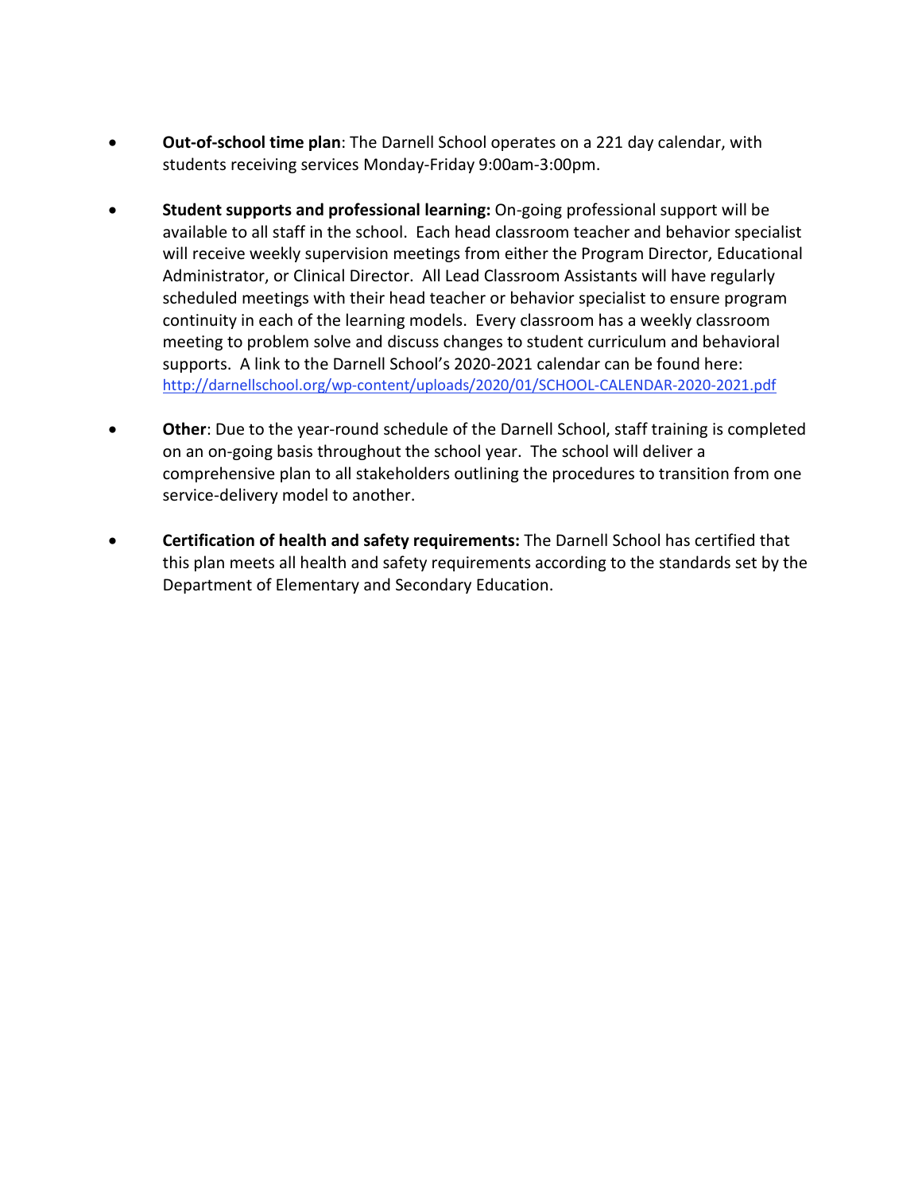- **Out-of-school time plan**: The Darnell School operates on a 221 day calendar, with students receiving services Monday-Friday 9:00am-3:00pm.

- **Student supports and professional learning:** On-going professional support will be available to all staff in the school. Each head classroom teacher and behavior specialist will receive weekly supervision meetings from either the Program Director, Educational Administrator, or Clinical Director. All Lead Classroom Assistants will have regularly scheduled meetings with their head teacher or behavior specialist to ensure program continuity in each of the learning models. Every classroom has a weekly classroom meeting to problem solve and discuss changes to student curriculum and behavioral supports. A link to the Darnell School's 2020-2021 calendar can be found here: [http://darnellschool.org/wp-content/uploads/2020/01/SCHOOL-CALENDAR-2020-2021.pdf](http://darnellschool.org/wp-content/uploads/2020/01/SCHOOL-CALENDAR-2020-2021.pdf)

- **Other**: Due to the year-round schedule of the Darnell School, staff training is completed on an on-going basis throughout the school year. The school will deliver a comprehensive plan to all stakeholders outlining the procedures to transition from one service-delivery model to another.

- **Certification of health and safety requirements:** The Darnell School has certified that this plan meets all health and safety requirements according to the standards set by the Department of Elementary and Secondary Education.